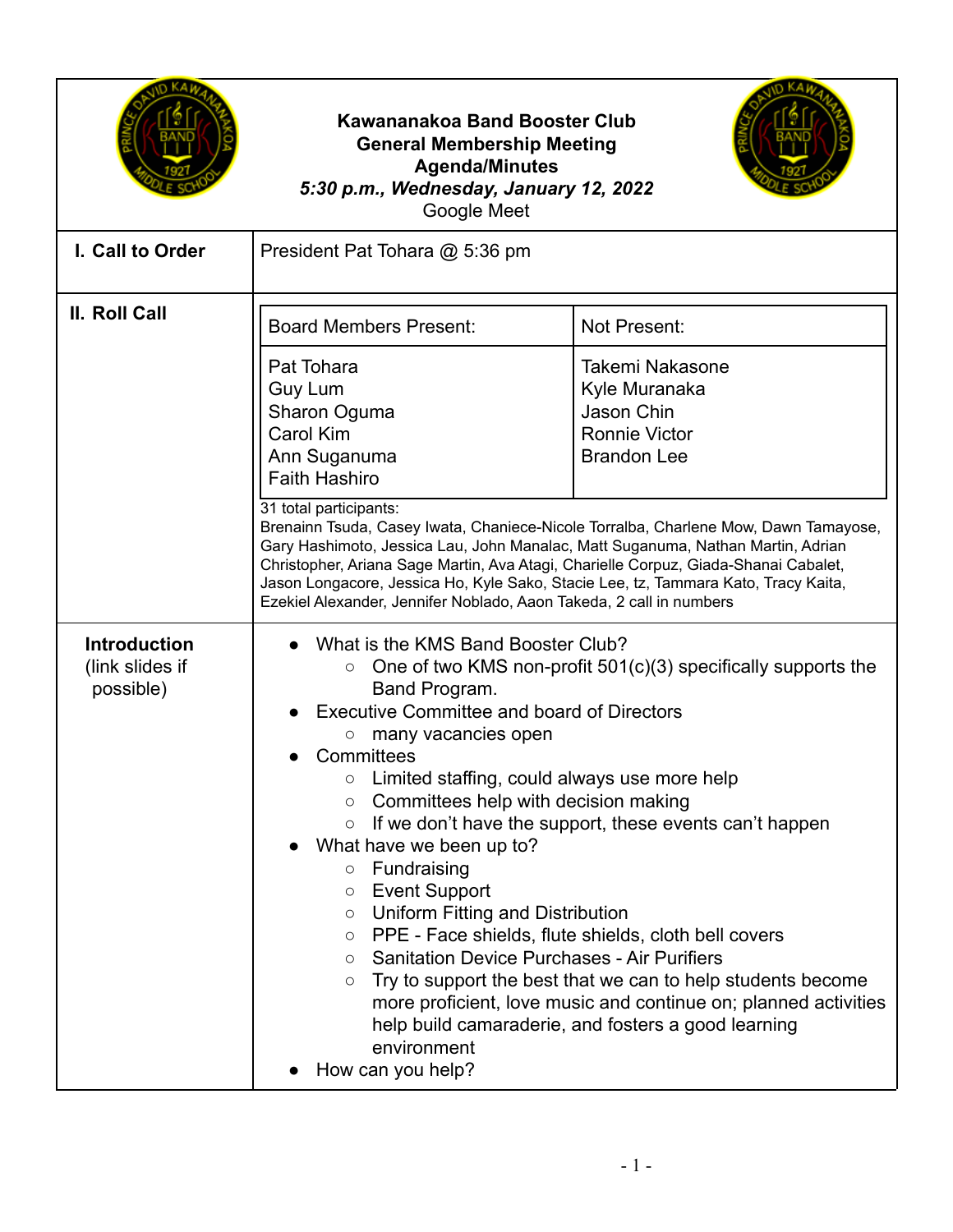**Kawananakoa Band Booster Club**
**General Membership Meeting**
**Agenda/Minutes**
***5:30 p.m., Wednesday, January 12, 2022***
Google Meet

| | |
|---|---|
| **I. Call to Order** | President Pat Tohara @ 5:36 pm |
| **II. Roll Call** | **Board Members Present:** Pat Tohara, Guy Lum, Sharon Oguma, Carol Kim, Ann Suganuma, Faith Hashiro<br>**Not Present:** Takemi Nakasone, Kyle Muranaka, Jason Chin, Ronnie Victor, Brandon Lee<br><br>31 total participants:<br>Brenainn Tsuda, Casey Iwata, Chaniece-Nicole Torralba, Charlene Mow, Dawn Tamayose, Gary Hashimoto, Jessica Lau, John Manalac, Matt Suganuma, Nathan Martin, Adrian Christopher, Ariana Sage Martin, Ava Atagi, Charielle Corpuz, Giada-Shanai Cabalet, Jason Longacore, Jessica Ho, Kyle Sako, Stacie Lee, tz, Tammara Kato, Tracy Kaita, Ezekiel Alexander, Jennifer Noblado, Aaon Takeda, 2 call in numbers |
| **Introduction** (link slides if possible) | • What is the KMS Band Booster Club?<br>  ○ One of two KMS non-profit 501(c)(3) specifically supports the Band Program.<br>• Executive Committee and board of Directors<br>  ○ many vacancies open<br>• Committees<br>  ○ Limited staffing, could always use more help<br>  ○ Committees help with decision making<br>  ○ If we don't have the support, these events can't happen<br>• What have we been up to?<br>  ○ Fundraising<br>  ○ Event Support<br>  ○ Uniform Fitting and Distribution<br>  ○ PPE - Face shields, flute shields, cloth bell covers<br>  ○ Sanitation Device Purchases - Air Purifiers<br>  ○ Try to support the best that we can to help students become more proficient, love music and continue on; planned activities help build camaraderie, and fosters a good learning environment<br>• How can you help? |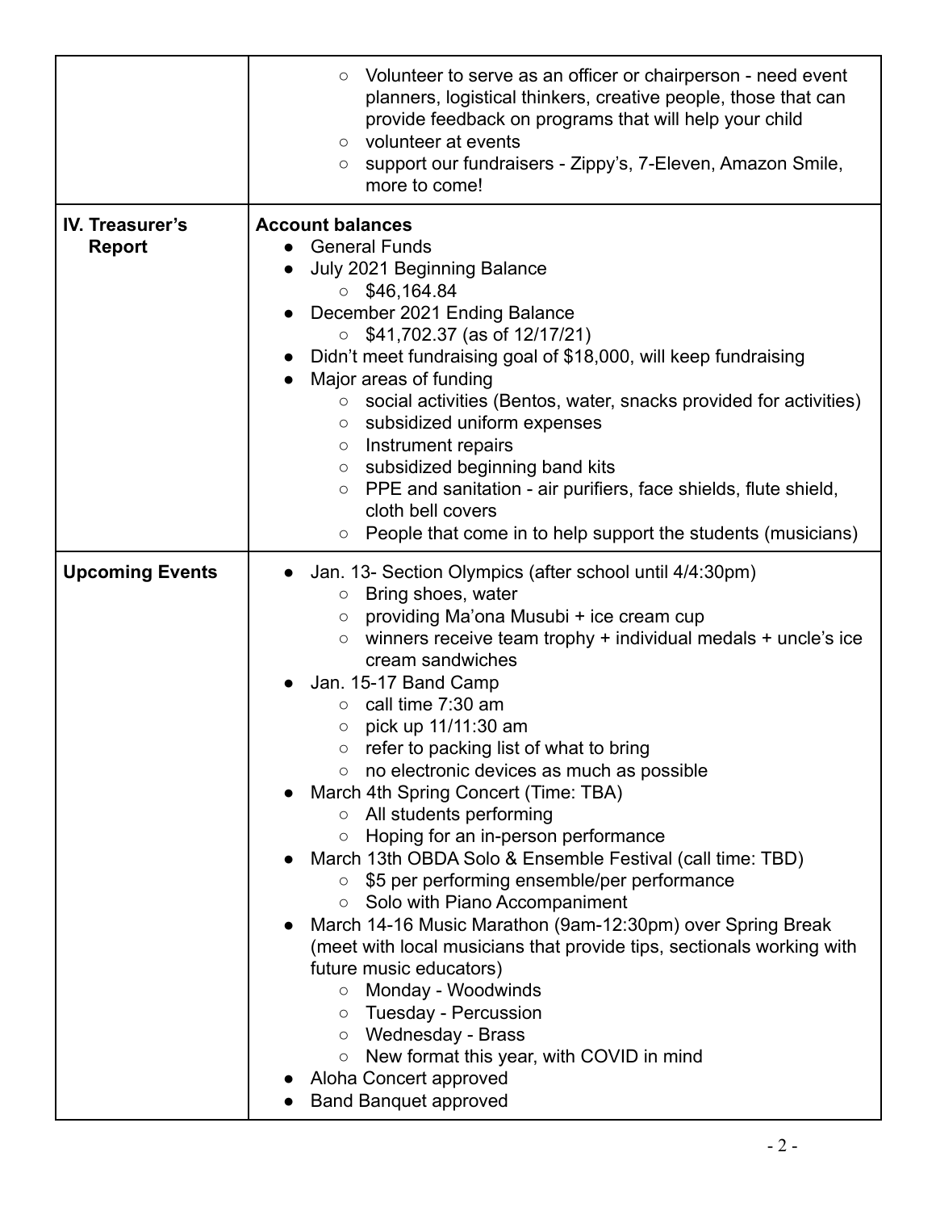| | |
|---|---|
| | ○ Volunteer to serve as an officer or chairperson - need event planners, logistical thinkers, creative people, those that can provide feedback on programs that will help your child<br>○ volunteer at events<br>○ support our fundraisers - Zippy's, 7-Eleven, Amazon Smile, more to come! |
| **IV. Treasurer's Report** | **Account balances**<br>● General Funds<br>● July 2021 Beginning Balance<br>  ○ $46,164.84<br>● December 2021 Ending Balance<br>  ○ $41,702.37 (as of 12/17/21)<br>● Didn't meet fundraising goal of $18,000, will keep fundraising<br>● Major areas of funding<br>  ○ social activities (Bentos, water, snacks provided for activities)<br>  ○ subsidized uniform expenses<br>  ○ Instrument repairs<br>  ○ subsidized beginning band kits<br>  ○ PPE and sanitation - air purifiers, face shields, flute shield, cloth bell covers<br>  ○ People that come in to help support the students (musicians) |
| **Upcoming Events** | ● Jan. 13- Section Olympics (after school until 4/4:30pm)<br>  ○ Bring shoes, water<br>  ○ providing Ma'ona Musubi + ice cream cup<br>  ○ winners receive team trophy + individual medals + uncle's ice cream sandwiches<br>● Jan. 15-17 Band Camp<br>  ○ call time 7:30 am<br>  ○ pick up 11/11:30 am<br>  ○ refer to packing list of what to bring<br>  ○ no electronic devices as much as possible<br>● March 4th Spring Concert (Time: TBA)<br>  ○ All students performing<br>  ○ Hoping for an in-person performance<br>● March 13th OBDA Solo & Ensemble Festival (call time: TBD)<br>  ○ $5 per performing ensemble/per performance<br>  ○ Solo with Piano Accompaniment<br>● March 14-16 Music Marathon (9am-12:30pm) over Spring Break (meet with local musicians that provide tips, sectionals working with future music educators)<br>  ○ Monday - Woodwinds<br>  ○ Tuesday - Percussion<br>  ○ Wednesday - Brass<br>  ○ New format this year, with COVID in mind<br>● Aloha Concert approved<br>● Band Banquet approved |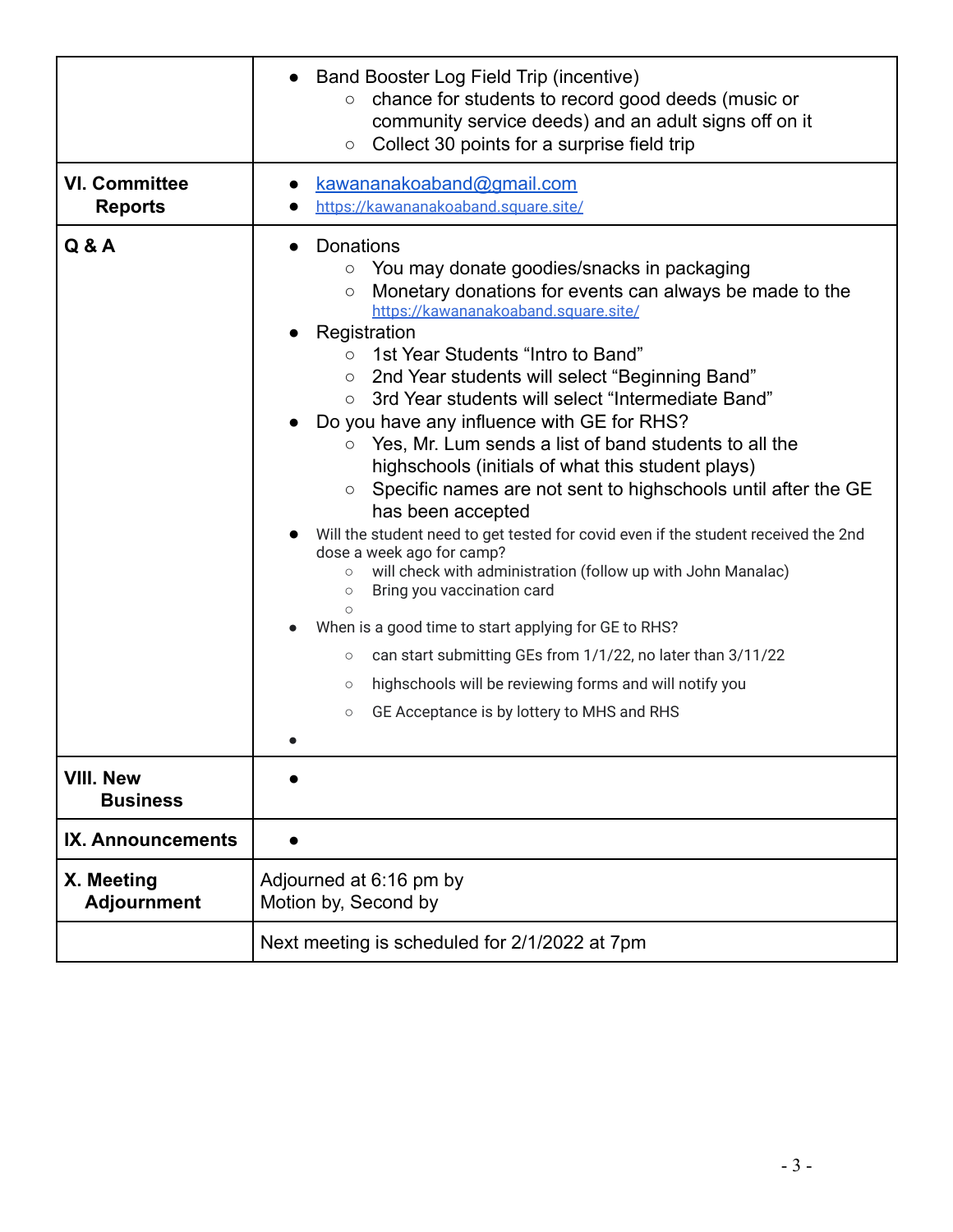| | |
|---|---|
| | • Band Booster Log Field Trip (incentive)<br>  ○ chance for students to record good deeds (music or community service deeds) and an adult signs off on it<br>  ○ Collect 30 points for a surprise field trip |
| **VI. Committee Reports** | • kawananakoaband@gmail.com<br>• https://kawananakoaband.square.site/ |
| **Q & A** | • Donations<br>  ○ You may donate goodies/snacks in packaging<br>  ○ Monetary donations for events can always be made to the https://kawananakoaband.square.site/<br>• Registration<br>  ○ 1st Year Students "Intro to Band"<br>  ○ 2nd Year students will select "Beginning Band"<br>  ○ 3rd Year students will select "Intermediate Band"<br>• Do you have any influence with GE for RHS?<br>  ○ Yes, Mr. Lum sends a list of band students to all the highschools (initials of what this student plays)<br>  ○ Specific names are not sent to highschools until after the GE has been accepted<br>• Will the student need to get tested for covid even if the student received the 2nd dose a week ago for camp?<br>  ○ will check with administration (follow up with John Manalac)<br>  ○ Bring you vaccination card<br>  ○<br>• When is a good time to start applying for GE to RHS?<br>  ○ can start submitting GEs from 1/1/22, no later than 3/11/22<br>  ○ highschools will be reviewing forms and will notify you<br>  ○ GE Acceptance is by lottery to MHS and RHS<br>• |
| **VIII. New Business** | • |
| **IX. Announcements** | • |
| **X. Meeting Adjournment** | Adjourned at 6:16 pm by<br>Motion by, Second by |
| | Next meeting is scheduled for 2/1/2022 at 7pm |